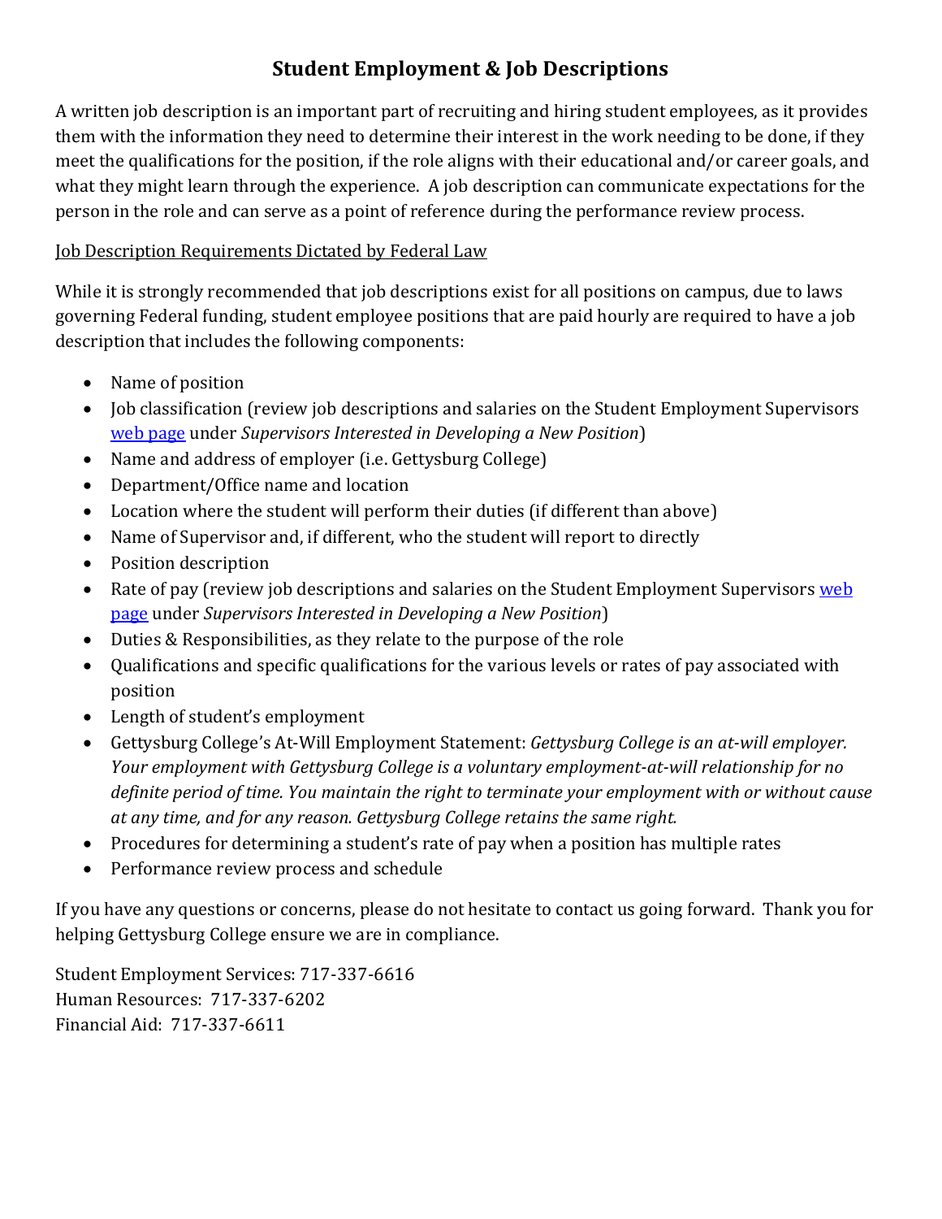# Student Employment & Job Descriptions

A written job description is an important part of recruiting and hiring student employees, as it provides them with the information they need to determine their interest in the work needing to be done, if they meet the qualifications for the position, if the role aligns with their educational and/or career goals, and what they might learn through the experience. A job description can communicate expectations for the person in the role and can serve as a point of reference during the performance review process.

<u>Job Description Requirements Dictated by Federal Law</u>

While it is strongly recommended that job descriptions exist for all positions on campus, due to laws governing Federal funding, student employee positions that are paid hourly are required to have a job description that includes the following components:

- Name of position
- Job classification (review job descriptions and salaries on the Student Employment Supervisors [web page](web page) under *Supervisors Interested in Developing a New Position*)
- Name and address of employer (i.e. Gettysburg College)
- Department/Office name and location
- Location where the student will perform their duties (if different than above)
- Name of Supervisor and, if different, who the student will report to directly
- Position description
- Rate of pay (review job descriptions and salaries on the Student Employment Supervisors [web page](web page) under *Supervisors Interested in Developing a New Position*)
- Duties & Responsibilities, as they relate to the purpose of the role
- Qualifications and specific qualifications for the various levels or rates of pay associated with position
- Length of student's employment
- Gettysburg College's At-Will Employment Statement: *Gettysburg College is an at-will employer. Your employment with Gettysburg College is a voluntary employment-at-will relationship for no definite period of time. You maintain the right to terminate your employment with or without cause at any time, and for any reason. Gettysburg College retains the same right.*
- Procedures for determining a student's rate of pay when a position has multiple rates
- Performance review process and schedule

If you have any questions or concerns, please do not hesitate to contact us going forward. Thank you for helping Gettysburg College ensure we are in compliance.

Student Employment Services: 717-337-6616
Human Resources: 717-337-6202
Financial Aid: 717-337-6611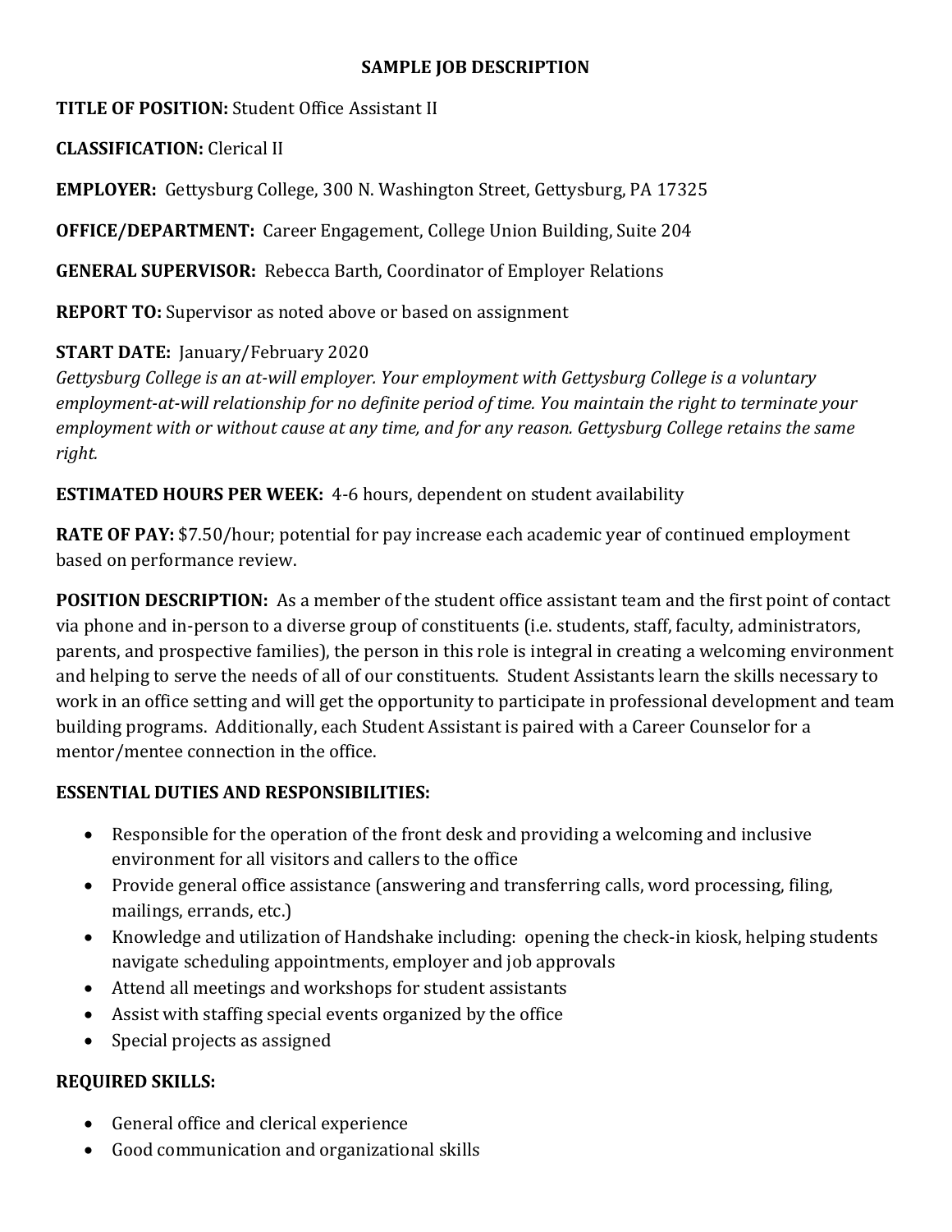## SAMPLE JOB DESCRIPTION

**TITLE OF POSITION:** Student Office Assistant II

**CLASSIFICATION:** Clerical II

**EMPLOYER:** Gettysburg College, 300 N. Washington Street, Gettysburg, PA 17325

**OFFICE/DEPARTMENT:** Career Engagement, College Union Building, Suite 204

**GENERAL SUPERVISOR:** Rebecca Barth, Coordinator of Employer Relations

**REPORT TO:** Supervisor as noted above or based on assignment

**START DATE:** January/February 2020

*Gettysburg College is an at-will employer. Your employment with Gettysburg College is a voluntary employment-at-will relationship for no definite period of time. You maintain the right to terminate your employment with or without cause at any time, and for any reason. Gettysburg College retains the same right.*

**ESTIMATED HOURS PER WEEK:** 4-6 hours, dependent on student availability

**RATE OF PAY:** $7.50/hour; potential for pay increase each academic year of continued employment based on performance review.

**POSITION DESCRIPTION:** As a member of the student office assistant team and the first point of contact via phone and in-person to a diverse group of constituents (i.e. students, staff, faculty, administrators, parents, and prospective families), the person in this role is integral in creating a welcoming environment and helping to serve the needs of all of our constituents. Student Assistants learn the skills necessary to work in an office setting and will get the opportunity to participate in professional development and team building programs. Additionally, each Student Assistant is paired with a Career Counselor for a mentor/mentee connection in the office.

**ESSENTIAL DUTIES AND RESPONSIBILITIES:**

- Responsible for the operation of the front desk and providing a welcoming and inclusive environment for all visitors and callers to the office
- Provide general office assistance (answering and transferring calls, word processing, filing, mailings, errands, etc.)
- Knowledge and utilization of Handshake including: opening the check-in kiosk, helping students navigate scheduling appointments, employer and job approvals
- Attend all meetings and workshops for student assistants
- Assist with staffing special events organized by the office
- Special projects as assigned

**REQUIRED SKILLS:**

- General office and clerical experience
- Good communication and organizational skills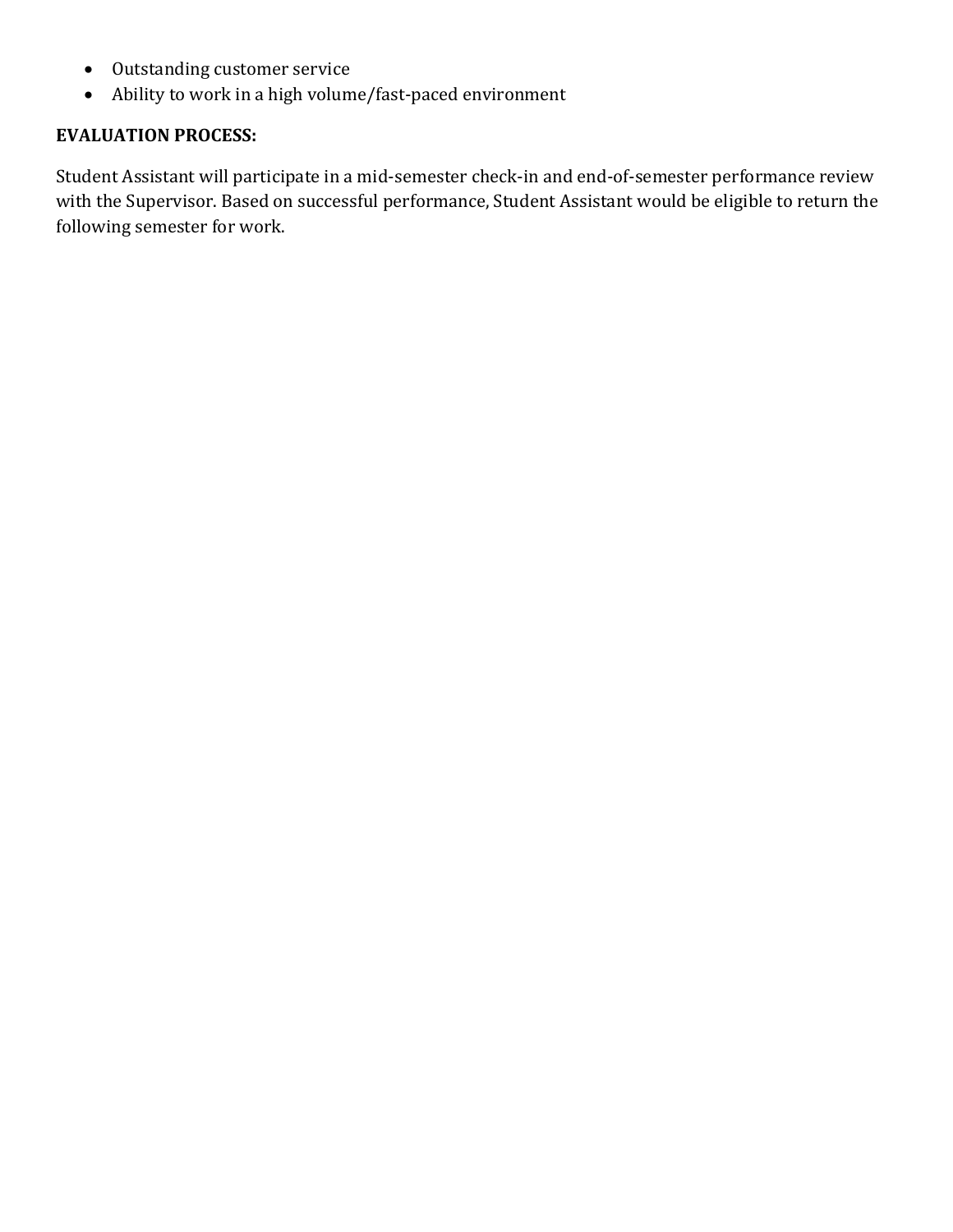- Outstanding customer service
- Ability to work in a high volume/fast-paced environment

**EVALUATION PROCESS:**

Student Assistant will participate in a mid-semester check-in and end-of-semester performance review with the Supervisor. Based on successful performance, Student Assistant would be eligible to return the following semester for work.